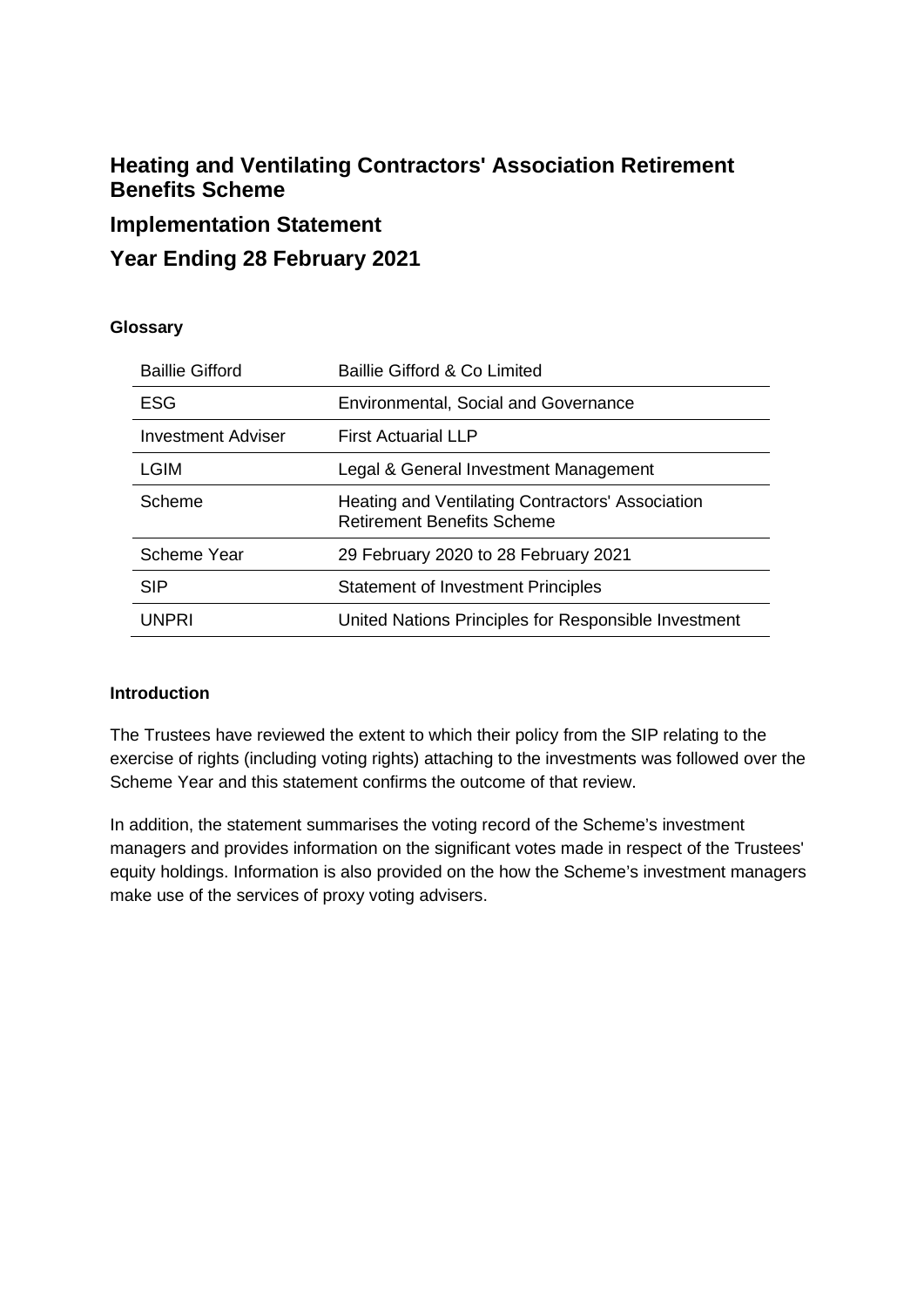# Heating and Ventilating Contractors' Association Retirement Benefits Scheme

## Implementation Statement

## Year Ending 28 February 2021

### Glossary

| | |
|---|---|
| Baillie Gifford | Baillie Gifford & Co Limited |
| ESG | Environmental, Social and Governance |
| Investment Adviser | First Actuarial LLP |
| LGIM | Legal & General Investment Management |
| Scheme | Heating and Ventilating Contractors' Association Retirement Benefits Scheme |
| Scheme Year | 29 February 2020 to 28 February 2021 |
| SIP | Statement of Investment Principles |
| UNPRI | United Nations Principles for Responsible Investment |

### Introduction

The Trustees have reviewed the extent to which their policy from the SIP relating to the exercise of rights (including voting rights) attaching to the investments was followed over the Scheme Year and this statement confirms the outcome of that review.

In addition, the statement summarises the voting record of the Scheme's investment managers and provides information on the significant votes made in respect of the Trustees' equity holdings. Information is also provided on the how the Scheme's investment managers make use of the services of proxy voting advisers.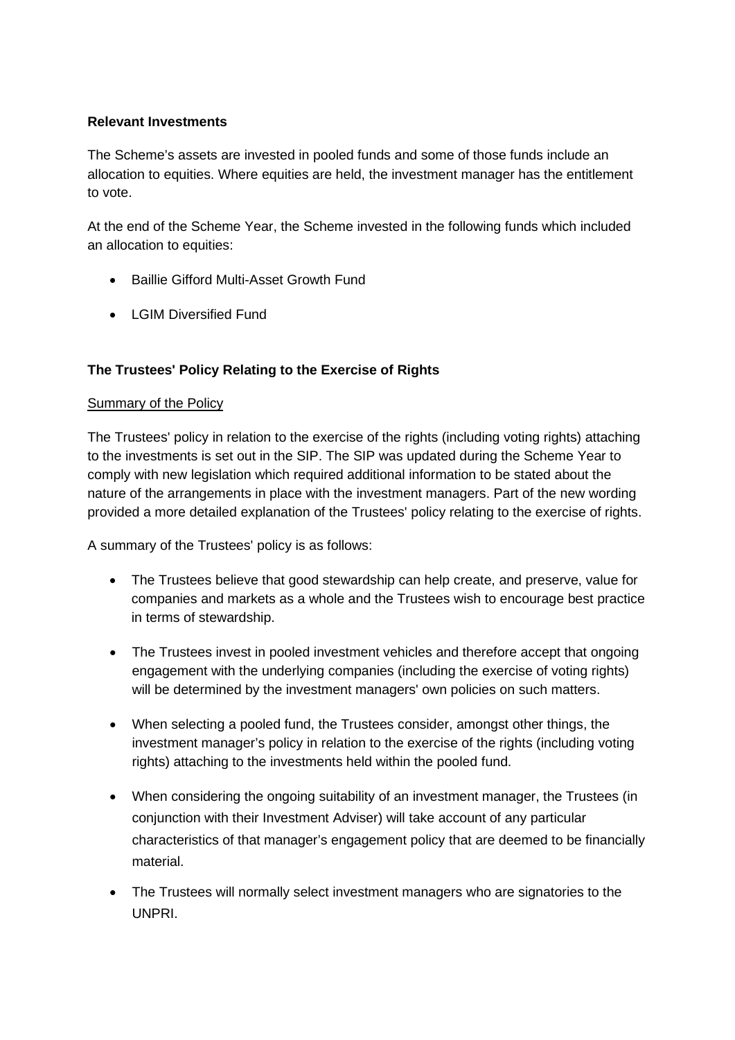**Relevant Investments**

The Scheme's assets are invested in pooled funds and some of those funds include an allocation to equities. Where equities are held, the investment manager has the entitlement to vote.

At the end of the Scheme Year, the Scheme invested in the following funds which included an allocation to equities:

- Baillie Gifford Multi-Asset Growth Fund
- LGIM Diversified Fund

**The Trustees' Policy Relating to the Exercise of Rights**

Summary of the Policy

The Trustees' policy in relation to the exercise of the rights (including voting rights) attaching to the investments is set out in the SIP. The SIP was updated during the Scheme Year to comply with new legislation which required additional information to be stated about the nature of the arrangements in place with the investment managers. Part of the new wording provided a more detailed explanation of the Trustees' policy relating to the exercise of rights.

A summary of the Trustees' policy is as follows:

- The Trustees believe that good stewardship can help create, and preserve, value for companies and markets as a whole and the Trustees wish to encourage best practice in terms of stewardship.
- The Trustees invest in pooled investment vehicles and therefore accept that ongoing engagement with the underlying companies (including the exercise of voting rights) will be determined by the investment managers' own policies on such matters.
- When selecting a pooled fund, the Trustees consider, amongst other things, the investment manager's policy in relation to the exercise of the rights (including voting rights) attaching to the investments held within the pooled fund.
- When considering the ongoing suitability of an investment manager, the Trustees (in conjunction with their Investment Adviser) will take account of any particular characteristics of that manager's engagement policy that are deemed to be financially material.
- The Trustees will normally select investment managers who are signatories to the UNPRI.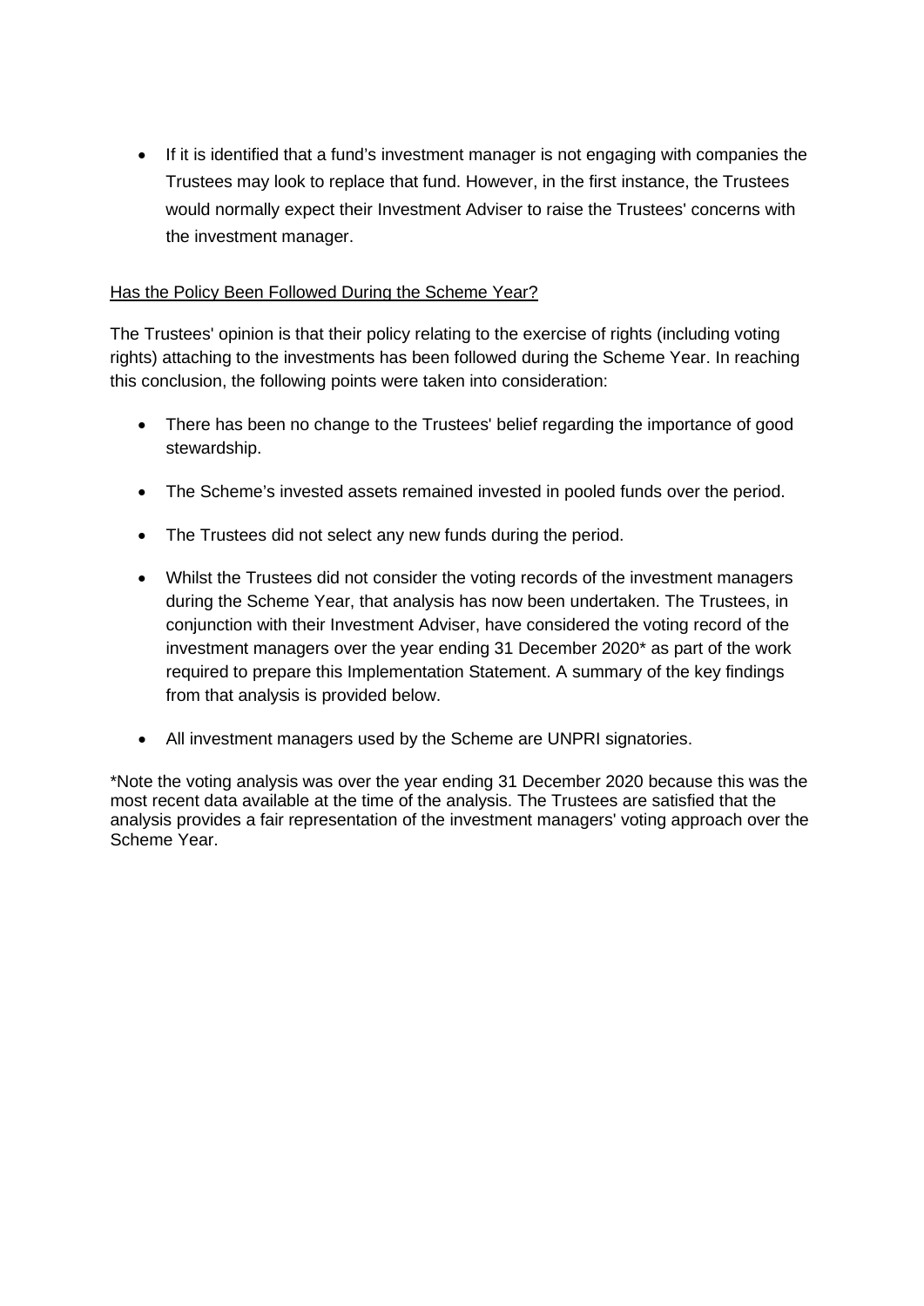- If it is identified that a fund's investment manager is not engaging with companies the Trustees may look to replace that fund. However, in the first instance, the Trustees would normally expect their Investment Adviser to raise the Trustees' concerns with the investment manager.

<u>Has the Policy Been Followed During the Scheme Year?</u>

The Trustees' opinion is that their policy relating to the exercise of rights (including voting rights) attaching to the investments has been followed during the Scheme Year. In reaching this conclusion, the following points were taken into consideration:

- There has been no change to the Trustees' belief regarding the importance of good stewardship.
- The Scheme's invested assets remained invested in pooled funds over the period.
- The Trustees did not select any new funds during the period.
- Whilst the Trustees did not consider the voting records of the investment managers during the Scheme Year, that analysis has now been undertaken. The Trustees, in conjunction with their Investment Adviser, have considered the voting record of the investment managers over the year ending 31 December 2020* as part of the work required to prepare this Implementation Statement. A summary of the key findings from that analysis is provided below.
- All investment managers used by the Scheme are UNPRI signatories.

*Note the voting analysis was over the year ending 31 December 2020 because this was the most recent data available at the time of the analysis. The Trustees are satisfied that the analysis provides a fair representation of the investment managers' voting approach over the Scheme Year.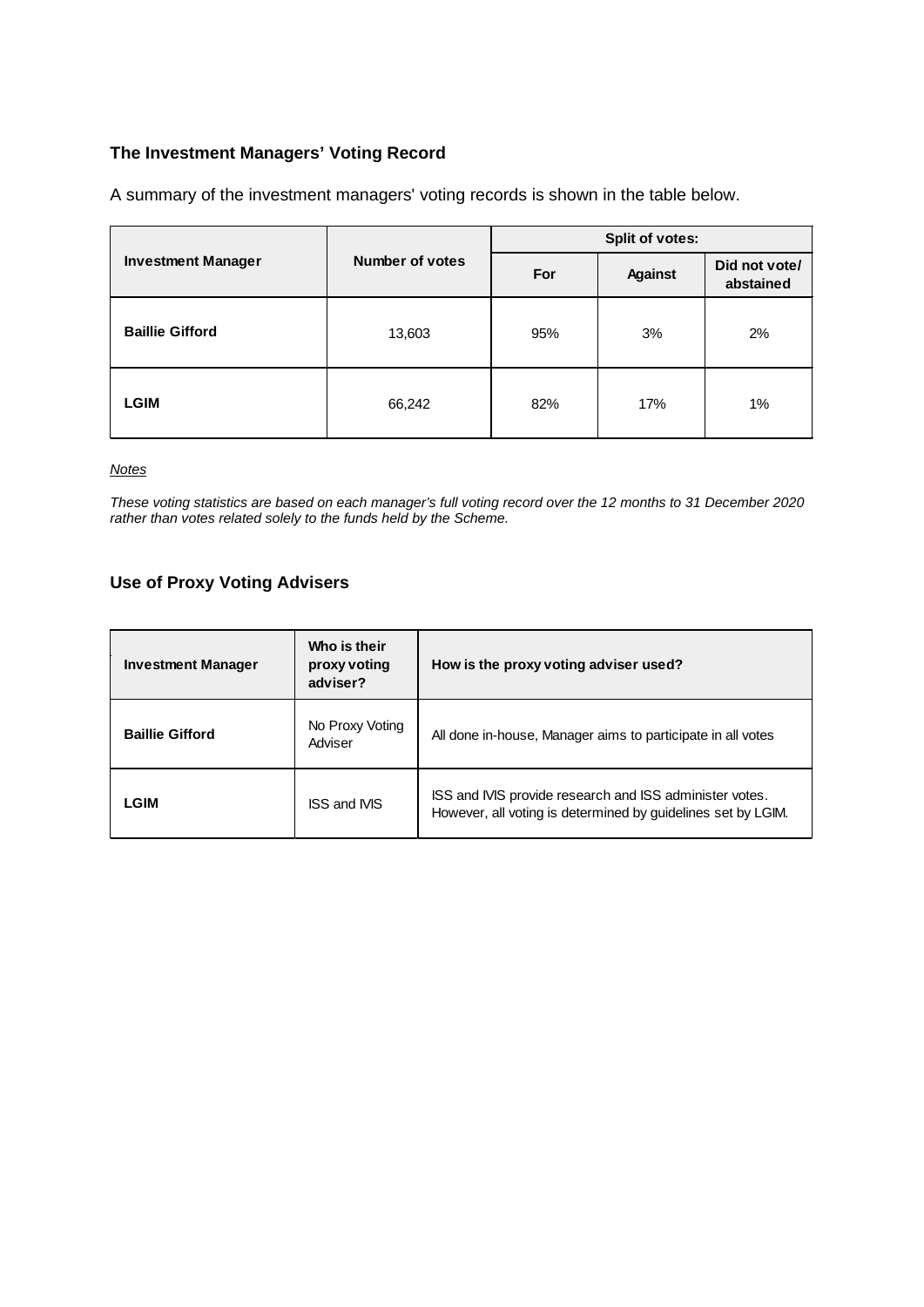### The Investment Managers’ Voting Record

A summary of the investment managers' voting records is shown in the table below.

| Investment Manager | Number of votes | Split of votes: | | |
|---|---|---|---|---|
| | | For | Against | Did not vote/ abstained |
| **Baillie Gifford** | 13,603 | 95% | 3% | 2% |
| **LGIM** | 66,242 | 82% | 17% | 1% |

*Notes*

*These voting statistics are based on each manager’s full voting record over the 12 months to 31 December 2020 rather than votes related solely to the funds held by the Scheme.*

### Use of Proxy Voting Advisers

| Investment Manager | Who is their proxy voting adviser? | How is the proxy voting adviser used? |
|---|---|---|
| **Baillie Gifford** | No Proxy Voting Adviser | All done in-house, Manager aims to participate in all votes |
| **LGIM** | ISS and IVIS | ISS and IVIS provide research and ISS administer votes. However, all voting is determined by guidelines set by LGIM. |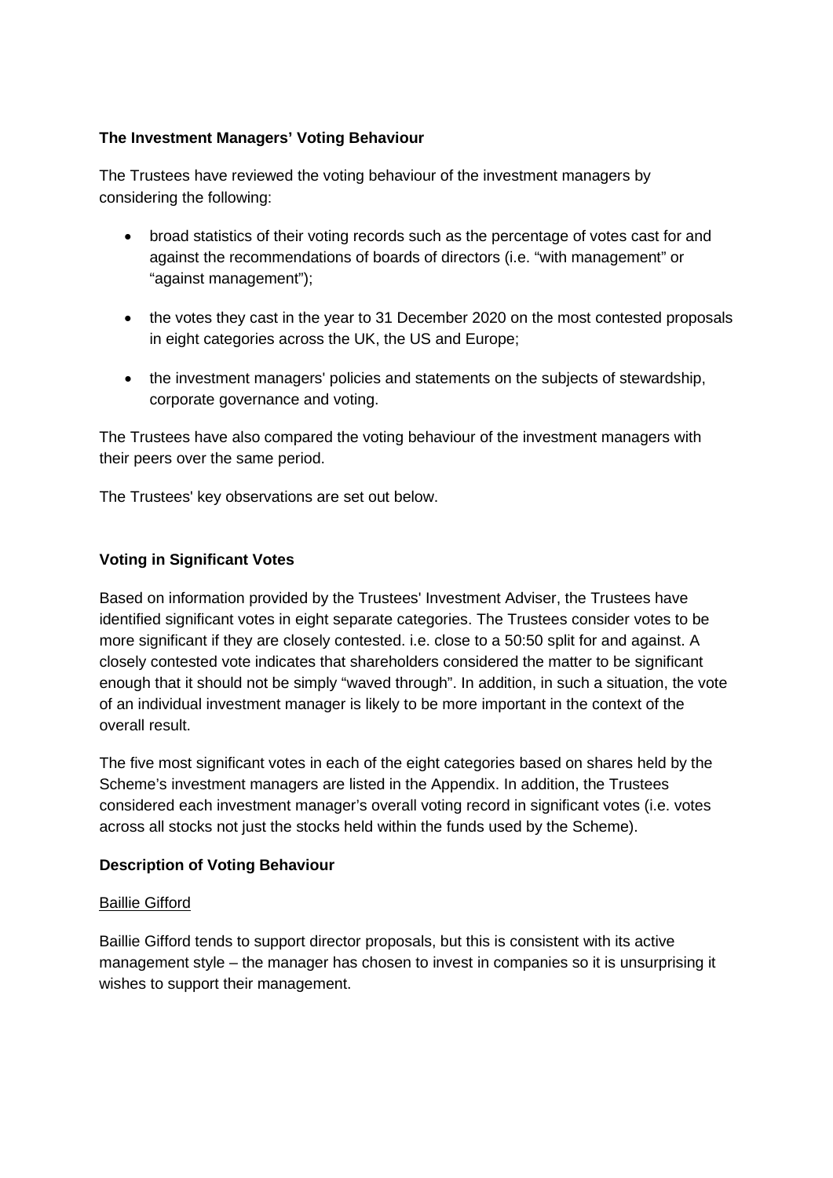**The Investment Managers' Voting Behaviour**

The Trustees have reviewed the voting behaviour of the investment managers by considering the following:

- broad statistics of their voting records such as the percentage of votes cast for and against the recommendations of boards of directors (i.e. "with management" or "against management");
- the votes they cast in the year to 31 December 2020 on the most contested proposals in eight categories across the UK, the US and Europe;
- the investment managers' policies and statements on the subjects of stewardship, corporate governance and voting.

The Trustees have also compared the voting behaviour of the investment managers with their peers over the same period.

The Trustees' key observations are set out below.

**Voting in Significant Votes**

Based on information provided by the Trustees' Investment Adviser, the Trustees have identified significant votes in eight separate categories. The Trustees consider votes to be more significant if they are closely contested. i.e. close to a 50:50 split for and against. A closely contested vote indicates that shareholders considered the matter to be significant enough that it should not be simply "waved through". In addition, in such a situation, the vote of an individual investment manager is likely to be more important in the context of the overall result.

The five most significant votes in each of the eight categories based on shares held by the Scheme's investment managers are listed in the Appendix. In addition, the Trustees considered each investment manager's overall voting record in significant votes (i.e. votes across all stocks not just the stocks held within the funds used by the Scheme).

**Description of Voting Behaviour**

Baillie Gifford

Baillie Gifford tends to support director proposals, but this is consistent with its active management style – the manager has chosen to invest in companies so it is unsurprising it wishes to support their management.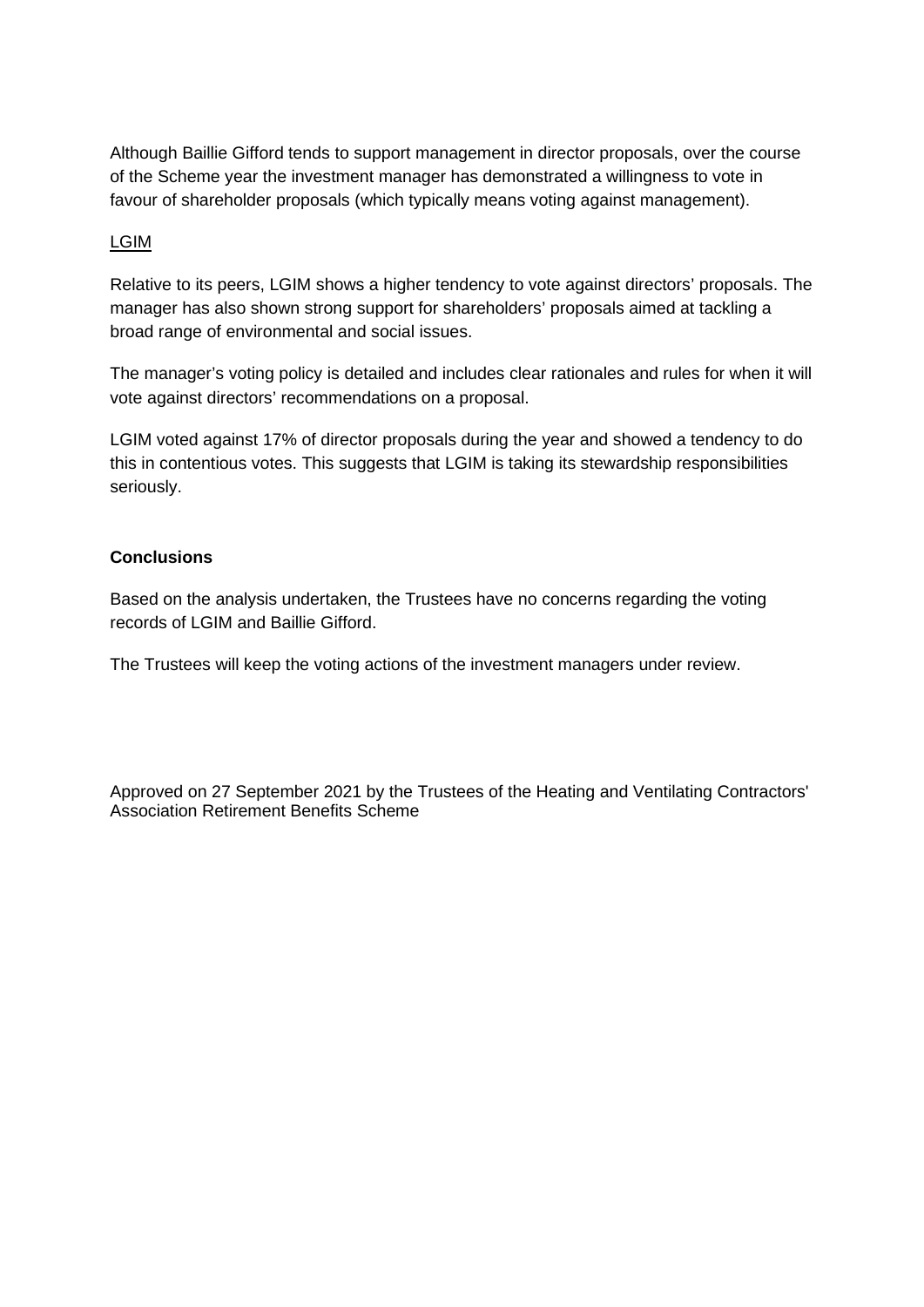Although Baillie Gifford tends to support management in director proposals, over the course of the Scheme year the investment manager has demonstrated a willingness to vote in favour of shareholder proposals (which typically means voting against management).

<u>LGIM</u>

Relative to its peers, LGIM shows a higher tendency to vote against directors' proposals. The manager has also shown strong support for shareholders' proposals aimed at tackling a broad range of environmental and social issues.

The manager's voting policy is detailed and includes clear rationales and rules for when it will vote against directors' recommendations on a proposal.

LGIM voted against 17% of director proposals during the year and showed a tendency to do this in contentious votes. This suggests that LGIM is taking its stewardship responsibilities seriously.

**Conclusions**

Based on the analysis undertaken, the Trustees have no concerns regarding the voting records of LGIM and Baillie Gifford.

The Trustees will keep the voting actions of the investment managers under review.

Approved on 27 September 2021 by the Trustees of the Heating and Ventilating Contractors' Association Retirement Benefits Scheme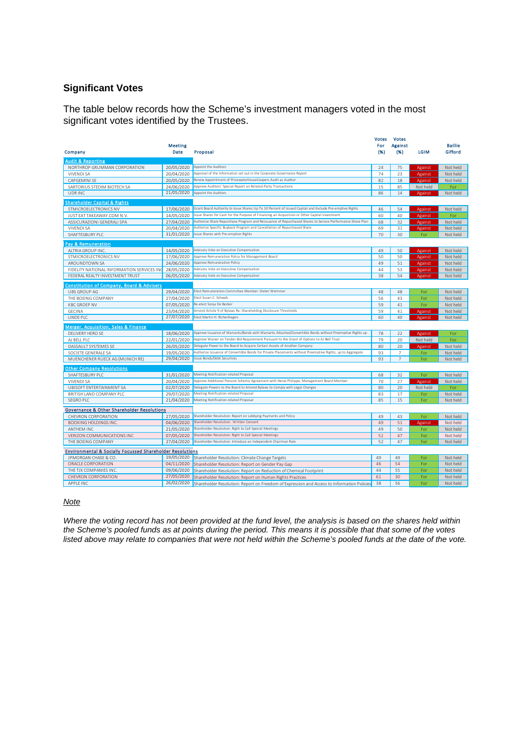## Significant Votes

The table below records how the Scheme's investment managers voted in the most significant votes identified by the Trustees.

| Company | Meeting Date | Proposal | Votes For (%) | Votes Against (%) | LGIM | Baillie Gifford |
|---|---|---|---|---|---|---|
| **Audit & Reporting** | | | | | | |
| NORTHROP GRUMMAN CORPORATION | 20/05/2020 | Appoint the Auditors | 24 | 75 | Against | Not held |
| VIVENDI SA | 20/04/2020 | Approval of the Information set out in the Corporate Governance Report | 74 | 23 | Against | Not held |
| CAPGEMINI SE | 20/05/2020 | Renew Appointment of PricewaterhouseCoopers Audit as Auditor | 82 | 18 | Against | Not held |
| SARTORIUS STEDIM BIOTECH SA | 24/06/2020 | Approve Auditors' Special Report on Related-Party Transactions | 15 | 85 | Not held | For |
| UDR INC | 21/05/2020 | Appoint the Auditors | 86 | 14 | Against | Not held |
| **Shareholder Capital & Rights** | | | | | | |
| STMICROELECTRONICS NV | 17/06/2020 | Grant Board Authority to Issue Shares Up To 10 Percent of Issued Capital and Exclude Pre-emptive Rights | 46 | 54 | Against | Not held |
| JUST EAT TAKEAWAY.COM N.V. | 14/05/2020 | Issue Shares for Cash for the Purpose of Financing an Acquisition or Other Capital Investment | 60 | 40 | Against | For |
| ASSICURAZIONI GENERALI SPA | 27/04/2020 | Authorize Share Repurchase Program and Reissuance of Repurchased Shares to Service Performance Share Plan | 68 | 32 | Against | Not held |
| VIVENDI SA | 20/04/2020 | Authorize Specific Buyback Program and Cancellation of Repurchased Share | 69 | 31 | Against | Not held |
| SHAFTESBURY PLC | 31/01/2020 | Issue Shares with Pre-emption Rights | 70 | 30 | For | Not held |
| **Pay & Remuneration** | | | | | | |
| ALTRIA GROUP INC. | 14/05/2020 | Advisory Vote on Executive Compensation | 49 | 50 | Against | Not held |
| STMICROELECTRONICS NV | 17/06/2020 | Approve Remuneration Policy for Management Board | 50 | 50 | Against | Not held |
| AROUNDTOWN SA | 24/06/2020 | Approve Remuneration Policy | 49 | 51 | Against | Not held |
| FIDELITY NATIONAL INFORMATION SERVICES INC | 28/05/2020 | Advisory Vote on Executive Compensation | 44 | 53 | Against | Not held |
| FEDERAL REALTY INVESTMENT TRUST | 06/05/2020 | Advisory Vote on Executive Compensation | 38 | 54 | Against | Not held |
| **Constitution of Company, Board & Advisers** | | | | | | |
| UBS GROUP AG | 29/04/2020 | Elect Remuneration Committee Member: Dieter Wemmer | 48 | 48 | For | Not held |
| THE BOEING COMPANY | 27/04/2020 | Elect Susan C. Schwab | 56 | 43 | For | Not held |
| KBC GROEP NV | 07/05/2020 | Re-elect Sonja De Becker | 59 | 41 | For | Not held |
| GECINA | 23/04/2020 | Amend Article 9 of Bylaws Re: Shareholding Disclosure Thresholds | 59 | 41 | Against | Not held |
| LINDE PLC | 27/07/2020 | Elect Martin H. Richenhagen | 60 | 40 | Against | Not held |
| **Merger, Acquisition, Sales & Finance** | | | | | | |
| DELIVERY HERO SE | 18/06/2020 | Approve Issuance of Warrants/Bonds with Warrants Attached/Convertible Bonds without Preemptive Rights up | 78 | 22 | Against | For |
| AJ BELL PLC | 22/01/2020 | Approve Waiver on Tender-Bid Requirement Pursuant to the Grant of Options to AJ Bell Trust | 79 | 20 | Not held | For |
| DASSAULT SYSTEMES SE | 26/05/2020 | Delegate Power to the Board to Acquire Certain Assets of Another Company | 80 | 20 | Against | Not held |
| SOCIETE GENERALE SA | 19/05/2020 | Authorize Issuance of Convertible Bonds for Private Placements without Preemptive Rights, up to Aggregate | 93 | 7 | For | Not held |
| MUENCHENER RUECK AG (MUNICH RE) | 29/04/2020 | Issue Bonds/Debt Securities | 93 | 7 | For | Not held |
| **Other Company Resolutions** | | | | | | |
| SHAFTESBURY PLC | 31/01/2020 | Meeting Notification-related Proposal | 68 | 32 | For | Not held |
| VIVENDI SA | 20/04/2020 | Approve Additional Pension Scheme Agreement with Herve Philippe, Management Board Member | 70 | 27 | Against | Not held |
| UBISOFT ENTERTAINMENT SA | 02/07/2020 | Delegate Powers to the Board to Amend Bylaws to Comply with Legal Changes | 80 | 20 | Not held | For |
| BRITISH LAND COMPANY PLC | 29/07/2020 | Meeting Notification-related Proposal | 83 | 17 | For | Not held |
| SEGRO PLC | 21/04/2020 | Meeting Notification-related Proposal | 85 | 15 | For | Not held |
| **Governance & Other Shareholder Resolutions** | | | | | | |
| CHEVRON CORPORATION | 27/05/2020 | Shareholder Resolution: Report on Lobbying Payments and Policy | 49 | 43 | For | Not held |
| BOOKING HOLDINGS INC. | 04/06/2020 | Shareholder Resolution: Written Consent | 49 | 51 | Against | Not held |
| ANTHEM INC | 21/05/2020 | Shareholder Resolution: Right to Call Special Meetings | 49 | 50 | For | Not held |
| VERIZON COMMUNICATIONS INC | 07/05/2020 | Shareholder Resolution: Right to Call Special Meetings | 52 | 47 | For | Not held |
| THE BOEING COMPANY | 27/04/2020 | Shareholder Resolution: Introduce an Independent Chairman Rule | 52 | 47 | For | Not held |
| **Environmental & Socially Focussed Shareholder Resolutions** | | | | | | |
| JPMORGAN CHASE & CO. | 19/05/2020 | Shareholder Resolution: Climate Change Targets | 49 | 49 | For | Not held |
| ORACLE CORPORATION | 04/11/2020 | Shareholder Resolution: Report on Gender Pay Gap | 46 | 54 | For | Not held |
| THE TJX COMPANIES INC. | 09/06/2020 | Shareholder Resolution: Report on Reduction of Chemical Footprint | 44 | 55 | For | Not held |
| CHEVRON CORPORATION | 27/05/2020 | Shareholder Resolution: Report on Human Rights Practices | 61 | 30 | For | Not held |
| APPLE INC | 26/02/2020 | Shareholder Resolution: Report on Freedom of Expression and Access to Information Policies | 38 | 56 | For | Not held |

*Note*

*Where the voting record has not been provided at the fund level, the analysis is based on the shares held within the Scheme's pooled funds as at points during the period. This means it is possible that that some of the votes listed above may relate to companies that were not held within the Scheme's pooled funds at the date of the vote.*